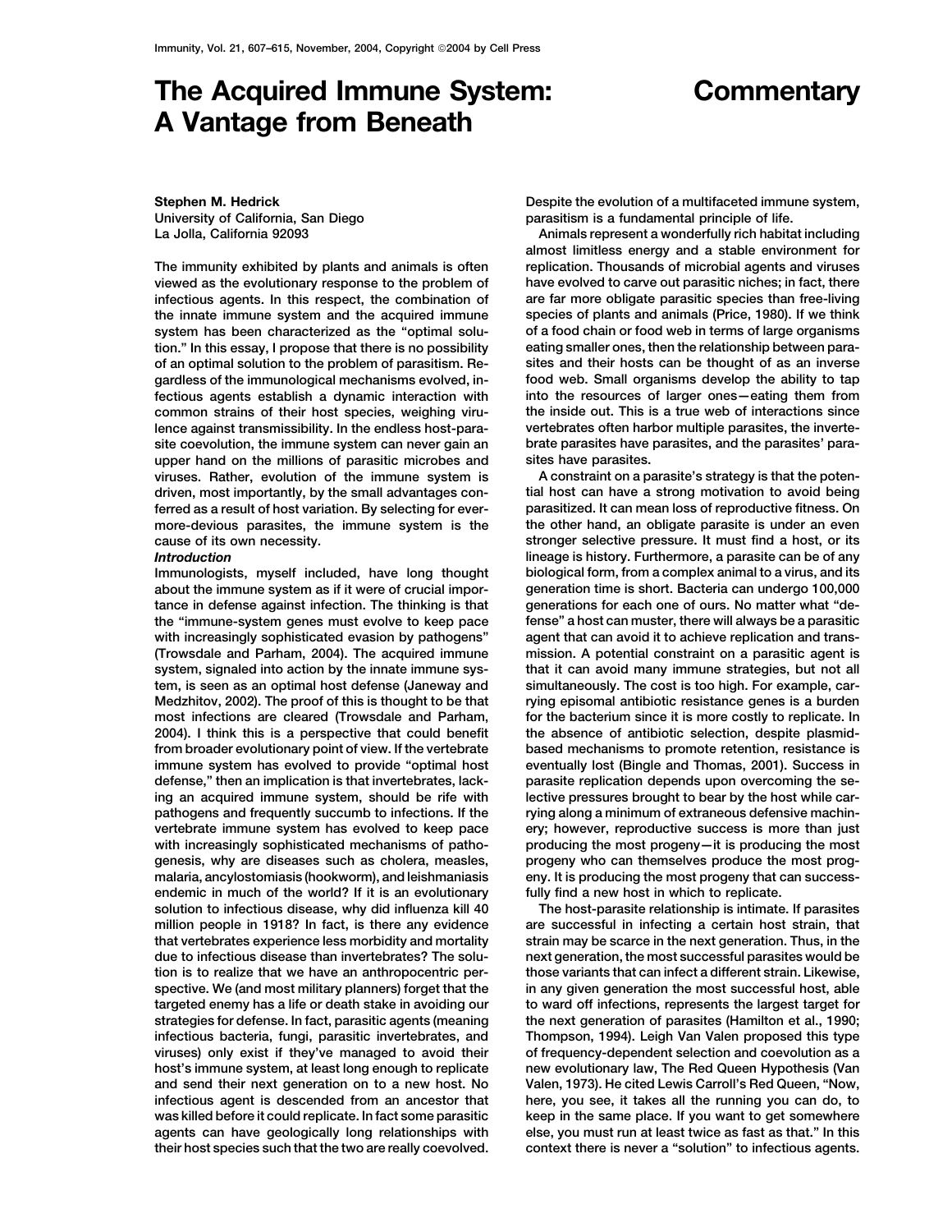# The Acquired Immune System: A Vantage from Beneath

**Commentary**

**Stephen M. Hedrick**
University of California, San Diego
La Jolla, California 92093

**The immunity exhibited by plants and animals is often viewed as the evolutionary response to the problem of infectious agents. In this respect, the combination of the innate immune system and the acquired immune system has been characterized as the "optimal solution." In this essay, I propose that there is no possibility of an optimal solution to the problem of parasitism. Regardless of the immunological mechanisms evolved, infectious agents establish a dynamic interaction with common strains of their host species, weighing virulence against transmissibility. In the endless host-parasite coevolution, the immune system can never gain an upper hand on the millions of parasitic microbes and viruses. Rather, evolution of the immune system is driven, most importantly, by the small advantages conferred as a result of host variation. By selecting for ever-more-devious parasites, the immune system is the cause of its own necessity.**

***Introduction***

Immunologists, myself included, have long thought about the immune system as if it were of crucial importance in defense against infection. The thinking is that the "immune-system genes must evolve to keep pace with increasingly sophisticated evasion by pathogens" (Trowsdale and Parham, 2004). The acquired immune system, signaled into action by the innate immune system, is seen as an optimal host defense (Janeway and Medzhitov, 2002). The proof of this is thought to be that most infections are cleared (Trowsdale and Parham, 2004). I think this is a perspective that could benefit from broader evolutionary point of view. If the vertebrate immune system has evolved to provide "optimal host defense," then an implication is that invertebrates, lacking an acquired immune system, should be rife with pathogens and frequently succumb to infections. If the vertebrate immune system has evolved to keep pace with increasingly sophisticated mechanisms of pathogenesis, why are diseases such as cholera, measles, malaria, ancylostomiasis (hookworm), and leishmaniasis endemic in much of the world? If it is an evolutionary solution to infectious disease, why did influenza kill 40 million people in 1918? In fact, is there any evidence that vertebrates experience less morbidity and mortality due to infectious disease than invertebrates? The solution is to realize that we have an anthropocentric perspective. We (and most military planners) forget that the targeted enemy has a life or death stake in avoiding our strategies for defense. In fact, parasitic agents (meaning infectious bacteria, fungi, parasitic invertebrates, and viruses) only exist if they've managed to avoid their host's immune system, at least long enough to replicate and send their next generation on to a new host. No infectious agent is descended from an ancestor that was killed before it could replicate. In fact some parasitic agents can have geologically long relationships with their host species such that the two are really coevolved. Despite the evolution of a multifaceted immune system, parasitism is a fundamental principle of life.

Animals represent a wonderfully rich habitat including almost limitless energy and a stable environment for replication. Thousands of microbial agents and viruses have evolved to carve out parasitic niches; in fact, there are far more obligate parasitic species than free-living species of plants and animals (Price, 1980). If we think of a food chain or food web in terms of large organisms eating smaller ones, then the relationship between parasites and their hosts can be thought of as an inverse food web. Small organisms develop the ability to tap into the resources of larger ones—eating them from the inside out. This is a true web of interactions since vertebrates often harbor multiple parasites, the invertebrate parasites have parasites, and the parasites' parasites have parasites.

A constraint on a parasite's strategy is that the potential host can have a strong motivation to avoid being parasitized. It can mean loss of reproductive fitness. On the other hand, an obligate parasite is under an even stronger selective pressure. It must find a host, or its lineage is history. Furthermore, a parasite can be of any biological form, from a complex animal to a virus, and its generation time is short. Bacteria can undergo 100,000 generations for each one of ours. No matter what "defense" a host can muster, there will always be a parasitic agent that can avoid it to achieve replication and transmission. A potential constraint on a parasitic agent is that it can avoid many immune strategies, but not all simultaneously. The cost is too high. For example, carrying episomal antibiotic resistance genes is a burden for the bacterium since it is more costly to replicate. In the absence of antibiotic selection, despite plasmid-based mechanisms to promote retention, resistance is eventually lost (Bingle and Thomas, 2001). Success in parasite replication depends upon overcoming the selective pressures brought to bear by the host while carrying along a minimum of extraneous defensive machinery; however, reproductive success is more than just producing the most progeny—it is producing the most progeny who can themselves produce the most progeny. It is producing the most progeny that can successfully find a new host in which to replicate.

The host-parasite relationship is intimate. If parasites are successful in infecting a certain host strain, that strain may be scarce in the next generation. Thus, in the next generation, the most successful parasites would be those variants that can infect a different strain. Likewise, in any given generation the most successful host, able to ward off infections, represents the largest target for the next generation of parasites (Hamilton et al., 1990; Thompson, 1994). Leigh Van Valen proposed this type of frequency-dependent selection and coevolution as a new evolutionary law, The Red Queen Hypothesis (Van Valen, 1973). He cited Lewis Carroll's Red Queen, "Now, here, you see, it takes all the running you can do, to keep in the same place. If you want to get somewhere else, you must run at least twice as fast as that." In this context there is never a "solution" to infectious agents.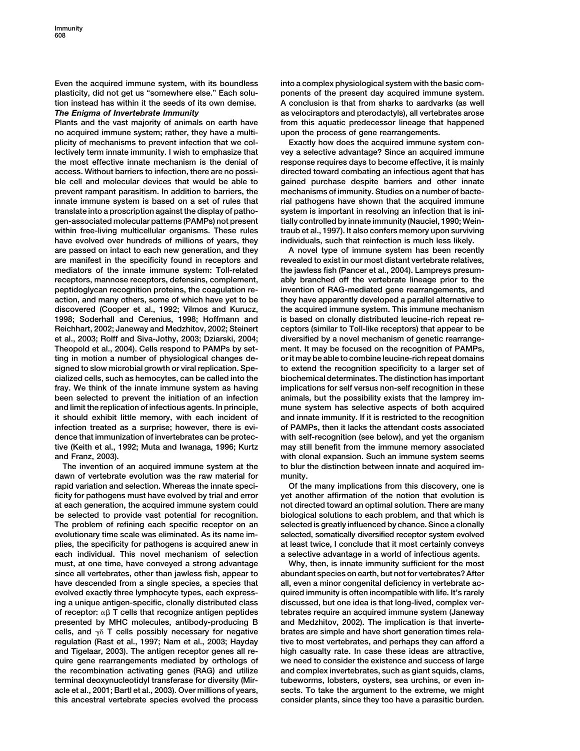Even the acquired immune system, with its boundless plasticity, did not get us "somewhere else." Each solution instead has within it the seeds of its own demise.

### *The Enigma of Invertebrate Immunity*

Plants and the vast majority of animals on earth have no acquired immune system; rather, they have a multiplicity of mechanisms to prevent infection that we collectively term innate immunity. I wish to emphasize that the most effective innate mechanism is the denial of access. Without barriers to infection, there are no possible cell and molecular devices that would be able to prevent rampant parasitism. In addition to barriers, the innate immune system is based on a set of rules that translate into a proscription against the display of pathogen-associated molecular patterns (PAMPs) not present within free-living multicellular organisms. These rules have evolved over hundreds of millions of years, they are passed on intact to each new generation, and they are manifest in the specificity found in receptors and mediators of the innate immune system: Toll-related receptors, mannose receptors, defensins, complement, peptidoglycan recognition proteins, the coagulation reaction, and many others, some of which have yet to be discovered (Cooper et al., 1992; Vilmos and Kurucz, 1998; Soderhall and Cerenius, 1998; Hoffmann and Reichhart, 2002; Janeway and Medzhitov, 2002; Steinert et al., 2003; Rolff and Siva-Jothy, 2003; Dziarski, 2004; Theopold et al., 2004). Cells respond to PAMPs by setting in motion a number of physiological changes designed to slow microbial growth or viral replication. Specialized cells, such as hemocytes, can be called into the fray. We think of the innate immune system as having been selected to prevent the initiation of an infection and limit the replication of infectious agents. In principle, it should exhibit little memory, with each incident of infection treated as a surprise; however, there is evidence that immunization of invertebrates can be protective (Keith et al., 1992; Muta and Iwanaga, 1996; Kurtz and Franz, 2003).

The invention of an acquired immune system at the dawn of vertebrate evolution was the raw material for rapid variation and selection. Whereas the innate specificity for pathogens must have evolved by trial and error at each generation, the acquired immune system could be selected to provide vast potential for recognition. The problem of refining each specific receptor on an evolutionary time scale was eliminated. As its name implies, the specificity for pathogens is acquired anew in each individual. This novel mechanism of selection must, at one time, have conveyed a strong advantage since all vertebrates, other than jawless fish, appear to have descended from a single species, a species that evolved exactly three lymphocyte types, each expressing a unique antigen-specific, clonally distributed class of receptor: $\alpha\beta$ T cells that recognize antigen peptides presented by MHC molecules, antibody-producing B cells, and $\gamma\delta$ T cells possibly necessary for negative regulation (Rast et al., 1997; Nam et al., 2003; Hayday and Tigelaar, 2003). The antigen receptor genes all require gene rearrangements mediated by orthologs of the recombination activating genes (RAG) and utilize terminal deoxynucleotidyl transferase for diversity (Miracle et al., 2001; Bartl et al., 2003). Over millions of years, this ancestral vertebrate species evolved the process into a complex physiological system with the basic components of the present day acquired immune system. A conclusion is that from sharks to aardvarks (as well as velociraptors and pterodactyls), all vertebrates arose from this aquatic predecessor lineage that happened upon the process of gene rearrangements.

Exactly how does the acquired immune system convey a selective advantage? Since an acquired immune response requires days to become effective, it is mainly directed toward combating an infectious agent that has gained purchase despite barriers and other innate mechanisms of immunity. Studies on a number of bacterial pathogens have shown that the acquired immune system is important in resolving an infection that is initially controlled by innate immunity (Nauciel, 1990; Weintraub et al., 1997). It also confers memory upon surviving individuals, such that reinfection is much less likely.

A novel type of immune system has been recently revealed to exist in our most distant vertebrate relatives, the jawless fish (Pancer et al., 2004). Lampreys presumably branched off the vertebrate lineage prior to the invention of RAG-mediated gene rearrangements, and they have apparently developed a parallel alternative to the acquired immune system. This immune mechanism is based on clonally distributed leucine-rich repeat receptors (similar to Toll-like receptors) that appear to be diversified by a novel mechanism of genetic rearrangement. It may be focused on the recognition of PAMPs, or it may be able to combine leucine-rich repeat domains to extend the recognition specificity to a larger set of biochemical determinates. The distinction has important implications for self versus non-self recognition in these animals, but the possibility exists that the lamprey immune system has selective aspects of both acquired and innate immunity. If it is restricted to the recognition of PAMPs, then it lacks the attendant costs associated with self-recognition (see below), and yet the organism may still benefit from the immune memory associated with clonal expansion. Such an immune system seems to blur the distinction between innate and acquired immunity.

Of the many implications from this discovery, one is yet another affirmation of the notion that evolution is not directed toward an optimal solution. There are many biological solutions to each problem, and that which is selected is greatly influenced by chance. Since a clonally selected, somatically diversified receptor system evolved at least twice, I conclude that it most certainly conveys a selective advantage in a world of infectious agents.

Why, then, is innate immunity sufficient for the most abundant species on earth, but not for vertebrates? After all, even a minor congenital deficiency in vertebrate acquired immunity is often incompatible with life. It's rarely discussed, but one idea is that long-lived, complex vertebrates require an acquired immune system (Janeway and Medzhitov, 2002). The implication is that invertebrates are simple and have short generation times relative to most vertebrates, and perhaps they can afford a high casualty rate. In case these ideas are attractive, we need to consider the existence and success of large and complex invertebrates, such as giant squids, clams, tubeworms, lobsters, oysters, sea urchins, or even insects. To take the argument to the extreme, we might consider plants, since they too have a parasitic burden.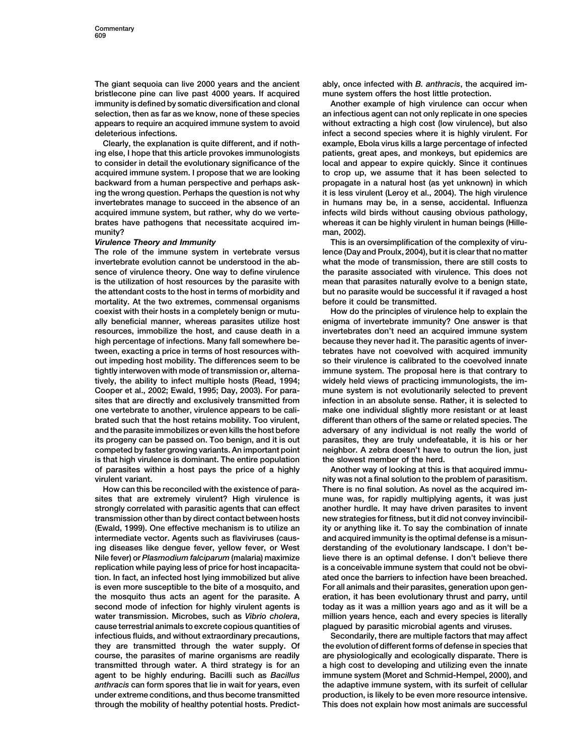The giant sequoia can live 2000 years and the ancient bristlecone pine can live past 4000 years. If acquired immunity is defined by somatic diversification and clonal selection, then as far as we know, none of these species appears to require an acquired immune system to avoid deleterious infections.

Clearly, the explanation is quite different, and if nothing else, I hope that this article provokes immunologists to consider in detail the evolutionary significance of the acquired immune system. I propose that we are looking backward from a human perspective and perhaps asking the wrong question. Perhaps the question is not why invertebrates manage to succeed in the absence of an acquired immune system, but rather, why do we vertebrates have pathogens that necessitate acquired immunity?

### Virulence Theory and Immunity

The role of the immune system in vertebrate versus invertebrate evolution cannot be understood in the absence of virulence theory. One way to define virulence is the utilization of host resources by the parasite with the attendant costs to the host in terms of morbidity and mortality. At the two extremes, commensal organisms coexist with their hosts in a completely benign or mutually beneficial manner, whereas parasites utilize host resources, immobilize the host, and cause death in a high percentage of infections. Many fall somewhere between, exacting a price in terms of host resources without impeding host mobility. The differences seem to be tightly interwoven with mode of transmission or, alternatively, the ability to infect multiple hosts (Read, 1994; Cooper et al., 2002; Ewald, 1995; Day, 2003). For parasites that are directly and exclusively transmitted from one vertebrate to another, virulence appears to be calibrated such that the host retains mobility. Too virulent, and the parasite immobilizes or even kills the host before its progeny can be passed on. Too benign, and it is out competed by faster growing variants. An important point is that high virulence is dominant. The entire population of parasites within a host pays the price of a highly virulent variant.

How can this be reconciled with the existence of parasites that are extremely virulent? High virulence is strongly correlated with parasitic agents that can effect transmission other than by direct contact between hosts (Ewald, 1999). One effective mechanism is to utilize an intermediate vector. Agents such as flaviviruses (causing diseases like dengue fever, yellow fever, or West Nile fever) or *Plasmodium falciparum* (malaria) maximize replication while paying less of price for host incapacitation. In fact, an infected host lying immobilized but alive is even more susceptible to the bite of a mosquito, and the mosquito thus acts an agent for the parasite. A second mode of infection for highly virulent agents is water transmission. Microbes, such as *Vibrio cholera*, cause terrestrial animals to excrete copious quantities of infectious fluids, and without extraordinary precautions, they are transmitted through the water supply. Of course, the parasites of marine organisms are readily transmitted through water. A third strategy is for an agent to be highly enduring. Bacilli such as *Bacillus anthracis* can form spores that lie in wait for years, even under extreme conditions, and thus become transmitted through the mobility of healthy potential hosts. Predictably, once infected with *B. anthracis*, the acquired immune system offers the host little protection.

Another example of high virulence can occur when an infectious agent can not only replicate in one species without extracting a high cost (low virulence), but also infect a second species where it is highly virulent. For example, Ebola virus kills a large percentage of infected patients, great apes, and monkeys, but epidemics are local and appear to expire quickly. Since it continues to crop up, we assume that it has been selected to propagate in a natural host (as yet unknown) in which it is less virulent (Leroy et al., 2004). The high virulence in humans may be, in a sense, accidental. Influenza infects wild birds without causing obvious pathology, whereas it can be highly virulent in human beings (Hilleman, 2002).

This is an oversimplification of the complexity of virulence (Day and Proulx, 2004), but it is clear that no matter what the mode of transmission, there are still costs to the parasite associated with virulence. This does not mean that parasites naturally evolve to a benign state, but no parasite would be successful it if ravaged a host before it could be transmitted.

How do the principles of virulence help to explain the enigma of invertebrate immunity? One answer is that invertebrates don't need an acquired immune system because they never had it. The parasitic agents of invertebrates have not coevolved with acquired immunity so their virulence is calibrated to the coevolved innate immune system. The proposal here is that contrary to widely held views of practicing immunologists, the immune system is not evolutionarily selected to prevent infection in an absolute sense. Rather, it is selected to make one individual slightly more resistant or at least different than others of the same or related species. The adversary of any individual is not really the world of parasites, they are truly undefeatable, it is his or her neighbor. A zebra doesn't have to outrun the lion, just the slowest member of the herd.

Another way of looking at this is that acquired immunity was not a final solution to the problem of parasitism. There is no final solution. As novel as the acquired immune was, for rapidly multiplying agents, it was just another hurdle. It may have driven parasites to invent new strategies for fitness, but it did not convey invincibility or anything like it. To say the combination of innate and acquired immunity is the optimal defense is a misunderstanding of the evolutionary landscape. I don't believe there is an optimal defense. I don't believe there is a conceivable immune system that could not be obviated once the barriers to infection have been breached. For all animals and their parasites, generation upon generation, it has been evolutionary thrust and parry, until today as it was a million years ago and as it will be a million years hence, each and every species is literally plagued by parasitic microbial agents and viruses.

Secondarily, there are multiple factors that may affect the evolution of different forms of defense in species that are physiologically and ecologically disparate. There is a high cost to developing and utilizing even the innate immune system (Moret and Schmid-Hempel, 2000), and the adaptive immune system, with its surfeit of cellular production, is likely to be even more resource intensive. This does not explain how most animals are successful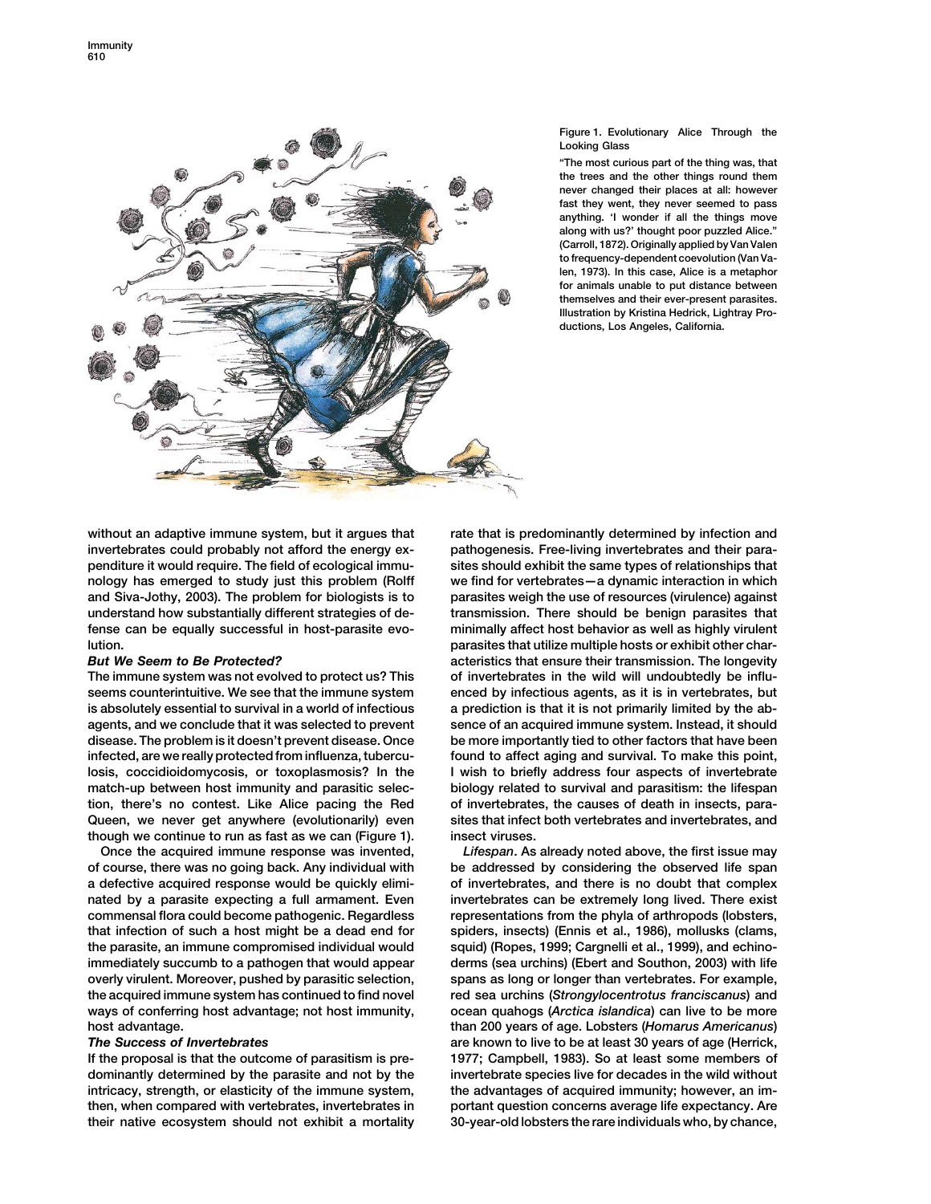Figure 1. Evolutionary Alice Through the Looking Glass

"The most curious part of the thing was, that the trees and the other things round them never changed their places at all: however fast they went, they never seemed to pass anything. 'I wonder if all the things move along with us?' thought poor puzzled Alice." (Carroll, 1872). Originally applied by Van Valen to frequency-dependent coevolution (Van Valen, 1973). In this case, Alice is a metaphor for animals unable to put distance between themselves and their ever-present parasites. Illustration by Kristina Hedrick, Lightray Productions, Los Angeles, California.

without an adaptive immune system, but it argues that invertebrates could probably not afford the energy expenditure it would require. The field of ecological immunology has emerged to study just this problem (Rolff and Siva-Jothy, 2003). The problem for biologists is to understand how substantially different strategies of defense can be equally successful in host-parasite evolution.

### But We Seem to Be Protected?

The immune system was not evolved to protect us? This seems counterintuitive. We see that the immune system is absolutely essential to survival in a world of infectious agents, and we conclude that it was selected to prevent disease. The problem is it doesn't prevent disease. Once infected, are we really protected from influenza, tuberculosis, coccidioidomycosis, or toxoplasmosis? In the match-up between host immunity and parasitic selection, there's no contest. Like Alice pacing the Red Queen, we never get anywhere (evolutionarily) even though we continue to run as fast as we can (Figure 1).

Once the acquired immune response was invented, of course, there was no going back. Any individual with a defective acquired response would be quickly eliminated by a parasite expecting a full armament. Even commensal flora could become pathogenic. Regardless that infection of such a host might be a dead end for the parasite, an immune compromised individual would immediately succumb to a pathogen that would appear overly virulent. Moreover, pushed by parasitic selection, the acquired immune system has continued to find novel ways of conferring host advantage; not host immunity, host advantage.

### The Success of Invertebrates

If the proposal is that the outcome of parasitism is predominantly determined by the parasite and not by the intricacy, strength, or elasticity of the immune system, then, when compared with vertebrates, invertebrates in their native ecosystem should not exhibit a mortality rate that is predominantly determined by infection and pathogenesis. Free-living invertebrates and their parasites should exhibit the same types of relationships that we find for vertebrates—a dynamic interaction in which parasites weigh the use of resources (virulence) against transmission. There should be benign parasites that minimally affect host behavior as well as highly virulent parasites that utilize multiple hosts or exhibit other characteristics that ensure their transmission. The longevity of invertebrates in the wild will undoubtedly be influenced by infectious agents, as it is in vertebrates, but a prediction is that it is not primarily limited by the absence of an acquired immune system. Instead, it should be more importantly tied to other factors that have been found to affect aging and survival. To make this point, I wish to briefly address four aspects of invertebrate biology related to survival and parasitism: the lifespan of invertebrates, the causes of death in insects, parasites that infect both vertebrates and invertebrates, and insect viruses.

*Lifespan*. As already noted above, the first issue may be addressed by considering the observed life span of invertebrates, and there is no doubt that complex invertebrates can be extremely long lived. There exist representations from the phyla of arthropods (lobsters, spiders, insects) (Ennis et al., 1986), mollusks (clams, squid) (Ropes, 1999; Cargnelli et al., 1999), and echinoderms (sea urchins) (Ebert and Southon, 2003) with life spans as long or longer than vertebrates. For example, red sea urchins (*Strongylocentrotus franciscanus*) and ocean quahogs (*Arctica islandica*) can live to be more than 200 years of age. Lobsters (*Homarus Americanus*) are known to live to be at least 30 years of age (Herrick, 1977; Campbell, 1983). So at least some members of invertebrate species live for decades in the wild without the advantages of acquired immunity; however, an important question concerns average life expectancy. Are 30-year-old lobsters the rare individuals who, by chance,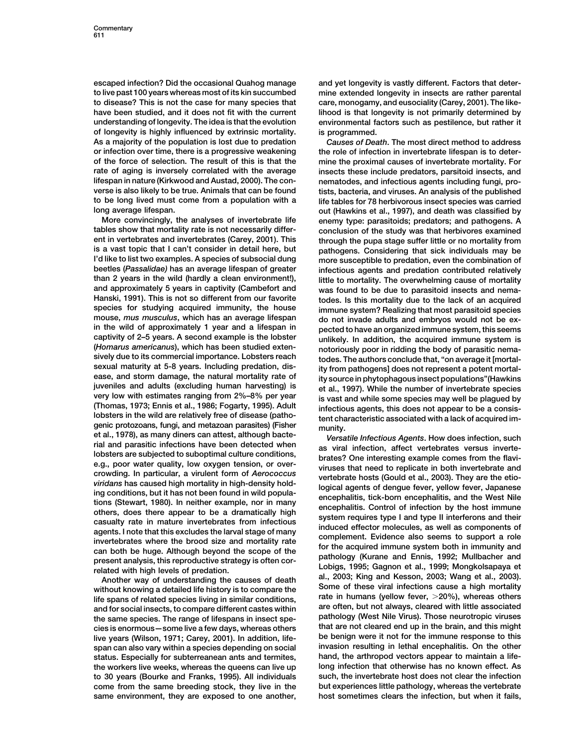escaped infection? Did the occasional Quahog manage to live past 100 years whereas most of its kin succumbed to disease? This is not the case for many species that have been studied, and it does not fit with the current understanding of longevity. The idea is that the evolution of longevity is highly influenced by extrinsic mortality. As a majority of the population is lost due to predation or infection over time, there is a progressive weakening of the force of selection. The result of this is that the rate of aging is inversely correlated with the average lifespan in nature (Kirkwood and Austad, 2000). The converse is also likely to be true. Animals that can be found to be long lived must come from a population with a long average lifespan.

More convincingly, the analyses of invertebrate life tables show that mortality rate is not necessarily different in vertebrates and invertebrates (Carey, 2001). This is a vast topic that I can't consider in detail here, but I'd like to list two examples. A species of subsocial dung beetles (*Passalidae)* has an average lifespan of greater than 2 years in the wild (hardly a clean environment!), and approximately 5 years in captivity (Cambefort and Hanski, 1991). This is not so different from our favorite species for studying acquired immunity, the house mouse, *mus musculus*, which has an average lifespan in the wild of approximately 1 year and a lifespan in captivity of 2–5 years. A second example is the lobster (*Homarus americanus*), which has been studied extensively due to its commercial importance. Lobsters reach sexual maturity at 5-8 years. Including predation, disease, and storm damage, the natural mortality rate of juveniles and adults (excluding human harvesting) is very low with estimates ranging from 2%–8% per year (Thomas, 1973; Ennis et al., 1986; Fogarty, 1995). Adult lobsters in the wild are relatively free of disease (pathogenic protozoans, fungi, and metazoan parasites) (Fisher et al., 1978), as many diners can attest, although bacterial and parasitic infections have been detected when lobsters are subjected to suboptimal culture conditions, e.g., poor water quality, low oxygen tension, or overcrowding. In particular, a virulent form of *Aerococcus viridans* has caused high mortality in high-density holding conditions, but it has not been found in wild populations (Stewart, 1980). In neither example, nor in many others, does there appear to be a dramatically high casualty rate in mature invertebrates from infectious agents. I note that this excludes the larval stage of many invertebrates where the brood size and mortality rate can both be huge. Although beyond the scope of the present analysis, this reproductive strategy is often correlated with high levels of predation.

Another way of understanding the causes of death without knowing a detailed life history is to compare the life spans of related species living in similar conditions, and for social insects, to compare different castes within the same species. The range of lifespans in insect species is enormous—some live a few days, whereas others live years (Wilson, 1971; Carey, 2001). In addition, lifespan can also vary within a species depending on social status. Especially for subterreanean ants and termites, the workers live weeks, whereas the queens can live up to 30 years (Bourke and Franks, 1995). All individuals come from the same breeding stock, they live in the same environment, they are exposed to one another, and yet longevity is vastly different. Factors that determine extended longevity in insects are rather parental care, monogamy, and eusociality (Carey, 2001). The likelihood is that longevity is not primarily determined by environmental factors such as pestilence, but rather it is programmed.

*Causes of Death*. The most direct method to address the role of infection in invertebrate lifespan is to determine the proximal causes of invertebrate mortality. For insects these include predators, parsitoid insects, and nematodes, and infectious agents including fungi, protists, bacteria, and viruses. An analysis of the published life tables for 78 herbivorous insect species was carried out (Hawkins et al., 1997), and death was classified by enemy type: parasitoids; predators; and pathogens. A conclusion of the study was that herbivores examined through the pupa stage suffer little or no mortality from pathogens. Considering that sick individuals may be more susceptible to predation, even the combination of infectious agents and predation contributed relatively little to mortality. The overwhelming cause of mortality was found to be due to parasitoid insects and nematodes. Is this mortality due to the lack of an acquired immune system? Realizing that most parasitoid species do not invade adults and embryos would not be expected to have an organized immune system, this seems unlikely. In addition, the acquired immune system is notoriously poor in ridding the body of parasitic nematodes. The authors conclude that, "on average it [mortality from pathogens] does not represent a potent mortality source in phytophagous insect populations"(Hawkins et al., 1997). While the number of invertebrate species is vast and while some species may well be plagued by infectious agents, this does not appear to be a consistent characteristic associated with a lack of acquired immunity.

*Versatile Infectious Agents*. How does infection, such as viral infection, affect vertebrates versus invertebrates? One interesting example comes from the flaviviruses that need to replicate in both invertebrate and vertebrate hosts (Gould et al., 2003). They are the etiological agents of dengue fever, yellow fever, Japanese encephalitis, tick-born encephalitis, and the West Nile encephalitis. Control of infection by the host immune system requires type I and type II interferons and their induced effector molecules, as well as components of complement. Evidence also seems to support a role for the acquired immune system both in immunity and pathology (Kurane and Ennis, 1992; Mullbacher and Lobigs, 1995; Gagnon et al., 1999; Mongkolsapaya et al., 2003; King and Kesson, 2003; Wang et al., 2003). Some of these viral infections cause a high mortality rate in humans (yellow fever, >20%), whereas others are often, but not always, cleared with little associated pathology (West Nile Virus). Those neurotropic viruses that are not cleared end up in the brain, and this might be benign were it not for the immune response to this invasion resulting in lethal encephalitis. On the other hand, the arthropod vectors appear to maintain a lifelong infection that otherwise has no known effect. As such, the invertebrate host does not clear the infection but experiences little pathology, whereas the vertebrate host sometimes clears the infection, but when it fails,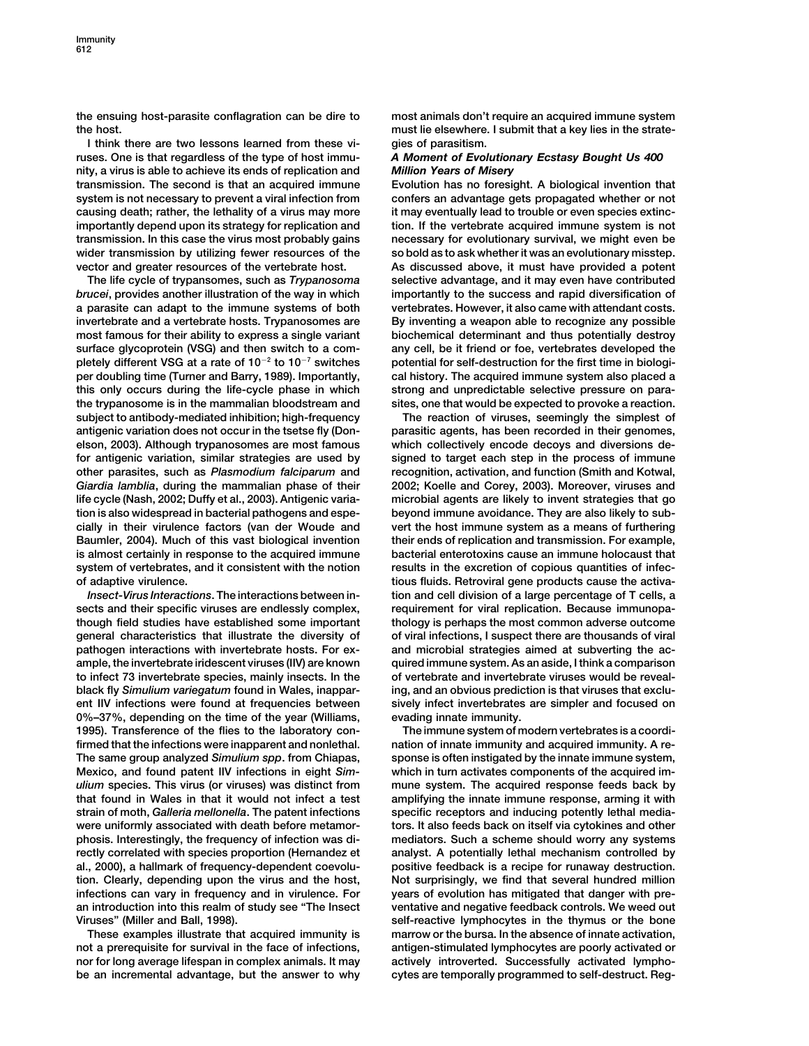the ensuing host-parasite conflagration can be dire to the host.

I think there are two lessons learned from these viruses. One is that regardless of the type of host immunity, a virus is able to achieve its ends of replication and transmission. The second is that an acquired immune system is not necessary to prevent a viral infection from causing death; rather, the lethality of a virus may more importantly depend upon its strategy for replication and transmission. In this case the virus most probably gains wider transmission by utilizing fewer resources of the vector and greater resources of the vertebrate host.

The life cycle of trypansomes, such as *Trypanosoma brucei*, provides another illustration of the way in which a parasite can adapt to the immune systems of both invertebrate and a vertebrate hosts. Trypanosomes are most famous for their ability to express a single variant surface glycoprotein (VSG) and then switch to a completely different VSG at a rate of $10^{-2}$ to $10^{-7}$ switches per doubling time (Turner and Barry, 1989). Importantly, this only occurs during the life-cycle phase in which the trypanosome is in the mammalian bloodstream and subject to antibody-mediated inhibition; high-frequency antigenic variation does not occur in the tsetse fly (Donelson, 2003). Although trypanosomes are most famous for antigenic variation, similar strategies are used by other parasites, such as *Plasmodium falciparum* and *Giardia lamblia*, during the mammalian phase of their life cycle (Nash, 2002; Duffy et al., 2003). Antigenic variation is also widespread in bacterial pathogens and especially in their virulence factors (van der Woude and Baumler, 2004). Much of this vast biological invention is almost certainly in response to the acquired immune system of vertebrates, and it consistent with the notion of adaptive virulence.

*Insect-Virus Interactions*. The interactions between insects and their specific viruses are endlessly complex, though field studies have established some important general characteristics that illustrate the diversity of pathogen interactions with invertebrate hosts. For example, the invertebrate iridescent viruses (IIV) are known to infect 73 invertebrate species, mainly insects. In the black fly *Simulium variegatum* found in Wales, inapparent IIV infections were found at frequencies between 0%–37%, depending on the time of the year (Williams, 1995). Transference of the flies to the laboratory confirmed that the infections were inapparent and nonlethal. The same group analyzed *Simulium spp*. from Chiapas, Mexico, and found patent IIV infections in eight *Simulium* species. This virus (or viruses) was distinct from that found in Wales in that it would not infect a test strain of moth, *Galleria mellonella*. The patent infections were uniformly associated with death before metamorphosis. Interestingly, the frequency of infection was directly correlated with species proportion (Hernandez et al., 2000), a hallmark of frequency-dependent coevolution. Clearly, depending upon the virus and the host, infections can vary in frequency and in virulence. For an introduction into this realm of study see "The Insect Viruses" (Miller and Ball, 1998).

These examples illustrate that acquired immunity is not a prerequisite for survival in the face of infections, nor for long average lifespan in complex animals. It may be an incremental advantage, but the answer to why most animals don't require an acquired immune system must lie elsewhere. I submit that a key lies in the strategies of parasitism.

### A Moment of Evolutionary Ecstasy Bought Us 400 Million Years of Misery

Evolution has no foresight. A biological invention that confers an advantage gets propagated whether or not it may eventually lead to trouble or even species extinction. If the vertebrate acquired immune system is not necessary for evolutionary survival, we might even be so bold as to ask whether it was an evolutionary misstep. As discussed above, it must have provided a potent selective advantage, and it may even have contributed importantly to the success and rapid diversification of vertebrates. However, it also came with attendant costs. By inventing a weapon able to recognize any possible biochemical determinant and thus potentially destroy any cell, be it friend or foe, vertebrates developed the potential for self-destruction for the first time in biological history. The acquired immune system also placed a strong and unpredictable selective pressure on parasites, one that would be expected to provoke a reaction.

The reaction of viruses, seemingly the simplest of parasitic agents, has been recorded in their genomes, which collectively encode decoys and diversions designed to target each step in the process of immune recognition, activation, and function (Smith and Kotwal, 2002; Koelle and Corey, 2003). Moreover, viruses and microbial agents are likely to invent strategies that go beyond immune avoidance. They are also likely to subvert the host immune system as a means of furthering their ends of replication and transmission. For example, bacterial enterotoxins cause an immune holocaust that results in the excretion of copious quantities of infectious fluids. Retroviral gene products cause the activation and cell division of a large percentage of T cells, a requirement for viral replication. Because immunopathology is perhaps the most common adverse outcome of viral infections, I suspect there are thousands of viral and microbial strategies aimed at subverting the acquired immune system. As an aside, I think a comparison of vertebrate and invertebrate viruses would be revealing, and an obvious prediction is that viruses that exclusively infect invertebrates are simpler and focused on evading innate immunity.

The immune system of modern vertebrates is a coordination of innate immunity and acquired immunity. A response is often instigated by the innate immune system, which in turn activates components of the acquired immune system. The acquired response feeds back by amplifying the innate immune response, arming it with specific receptors and inducing potently lethal mediators. It also feeds back on itself via cytokines and other mediators. Such a scheme should worry any systems analyst. A potentially lethal mechanism controlled by positive feedback is a recipe for runaway destruction. Not surprisingly, we find that several hundred million years of evolution has mitigated that danger with preventative and negative feedback controls. We weed out self-reactive lymphocytes in the thymus or the bone marrow or the bursa. In the absence of innate activation, antigen-stimulated lymphocytes are poorly activated or actively introverted. Successfully activated lymphocytes are temporally programmed to self-destruct. Reg-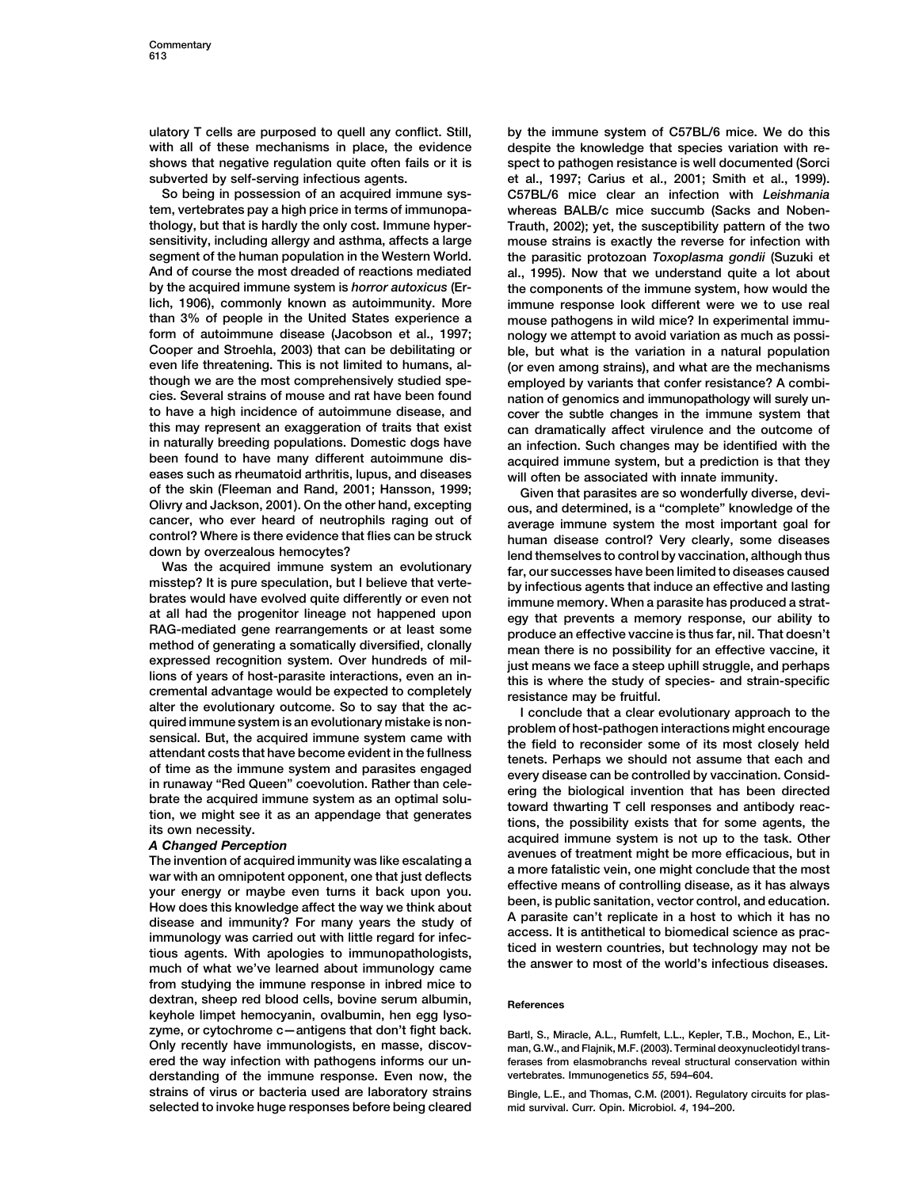ulatory T cells are purposed to quell any conflict. Still, with all of these mechanisms in place, the evidence shows that negative regulation quite often fails or it is subverted by self-serving infectious agents.

So being in possession of an acquired immune system, vertebrates pay a high price in terms of immunopathology, but that is hardly the only cost. Immune hypersensitivity, including allergy and asthma, affects a large segment of the human population in the Western World. And of course the most dreaded of reactions mediated by the acquired immune system is *horror autoxicus* (Erlich, 1906), commonly known as autoimmunity. More than 3% of people in the United States experience a form of autoimmune disease (Jacobson et al., 1997; Cooper and Stroehla, 2003) that can be debilitating or even life threatening. This is not limited to humans, although we are the most comprehensively studied species. Several strains of mouse and rat have been found to have a high incidence of autoimmune disease, and this may represent an exaggeration of traits that exist in naturally breeding populations. Domestic dogs have been found to have many different autoimmune diseases such as rheumatoid arthritis, lupus, and diseases of the skin (Fleeman and Rand, 2001; Hansson, 1999; Olivry and Jackson, 2001). On the other hand, excepting cancer, who ever heard of neutrophils raging out of control? Where is there evidence that flies can be struck down by overzealous hemocytes?

Was the acquired immune system an evolutionary misstep? It is pure speculation, but I believe that vertebrates would have evolved quite differently or even not at all had the progenitor lineage not happened upon RAG-mediated gene rearrangements or at least some method of generating a somatically diversified, clonally expressed recognition system. Over hundreds of millions of years of host-parasite interactions, even an incremental advantage would be expected to completely alter the evolutionary outcome. So to say that the acquired immune system is an evolutionary mistake is nonsensical. But, the acquired immune system came with attendant costs that have become evident in the fullness of time as the immune system and parasites engaged in runaway "Red Queen" coevolution. Rather than celebrate the acquired immune system as an optimal solution, we might see it as an appendage that generates its own necessity.

### A Changed Perception

The invention of acquired immunity was like escalating a war with an omnipotent opponent, one that just deflects your energy or maybe even turns it back upon you. How does this knowledge affect the way we think about disease and immunity? For many years the study of immunology was carried out with little regard for infectious agents. With apologies to immunopathologists, much of what we've learned about immunology came from studying the immune response in inbred mice to dextran, sheep red blood cells, bovine serum albumin, keyhole limpet hemocyanin, ovalbumin, hen egg lysozyme, or cytochrome c—antigens that don't fight back. Only recently have immunologists, en masse, discovered the way infection with pathogens informs our understanding of the immune response. Even now, the strains of virus or bacteria used are laboratory strains selected to invoke huge responses before being cleared by the immune system of C57BL/6 mice. We do this despite the knowledge that species variation with respect to pathogen resistance is well documented (Sorci et al., 1997; Carius et al., 2001; Smith et al., 1999). C57BL/6 mice clear an infection with *Leishmania* whereas BALB/c mice succumb (Sacks and Noben-Trauth, 2002); yet, the susceptibility pattern of the two mouse strains is exactly the reverse for infection with the parasitic protozoan *Toxoplasma gondii* (Suzuki et al., 1995). Now that we understand quite a lot about the components of the immune system, how would the immune response look different were we to use real mouse pathogens in wild mice? In experimental immunology we attempt to avoid variation as much as possible, but what is the variation in a natural population (or even among strains), and what are the mechanisms employed by variants that confer resistance? A combination of genomics and immunopathology will surely uncover the subtle changes in the immune system that can dramatically affect virulence and the outcome of an infection. Such changes may be identified with the acquired immune system, but a prediction is that they will often be associated with innate immunity.

Given that parasites are so wonderfully diverse, devious, and determined, is a "complete" knowledge of the average immune system the most important goal for human disease control? Very clearly, some diseases lend themselves to control by vaccination, although thus far, our successes have been limited to diseases caused by infectious agents that induce an effective and lasting immune memory. When a parasite has produced a strategy that prevents a memory response, our ability to produce an effective vaccine is thus far, nil. That doesn't mean there is no possibility for an effective vaccine, it just means we face a steep uphill struggle, and perhaps this is where the study of species- and strain-specific resistance may be fruitful.

I conclude that a clear evolutionary approach to the problem of host-pathogen interactions might encourage the field to reconsider some of its most closely held tenets. Perhaps we should not assume that each and every disease can be controlled by vaccination. Considering the biological invention that has been directed toward thwarting T cell responses and antibody reactions, the possibility exists that for some agents, the acquired immune system is not up to the task. Other avenues of treatment might be more efficacious, but in a more fatalistic vein, one might conclude that the most effective means of controlling disease, as it has always been, is public sanitation, vector control, and education. A parasite can't replicate in a host to which it has no access. It is antithetical to biomedical science as practiced in western countries, but technology may not be the answer to most of the world's infectious diseases.

### References

Bartl, S., Miracle, A.L., Rumfelt, L.L., Kepler, T.B., Mochon, E., Litman, G.W., and Flajnik, M.F. (2003). Terminal deoxynucleotidyl transferases from elasmobranchs reveal structural conservation within vertebrates. Immunogenetics *55*, 594–604.

Bingle, L.E., and Thomas, C.M. (2001). Regulatory circuits for plasmid survival. Curr. Opin. Microbiol. *4*, 194–200.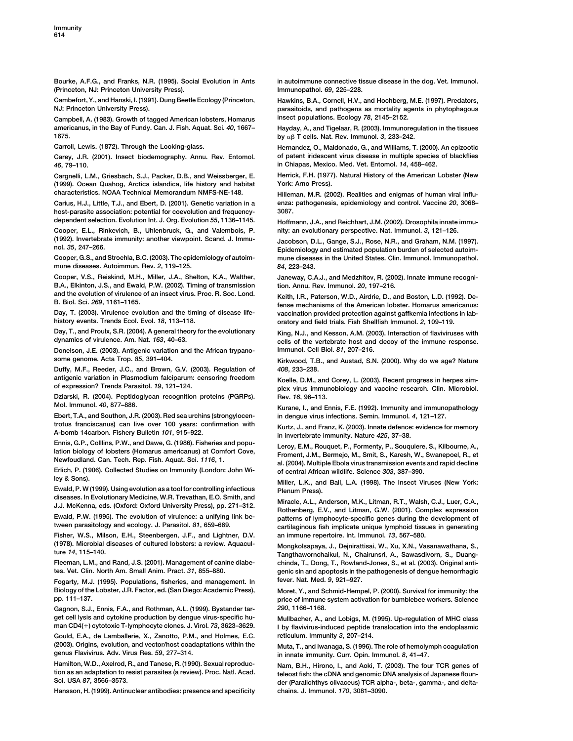Bourke, A.F.G., and Franks, N.R. (1995). Social Evolution in Ants (Princeton, NJ: Princeton University Press).

Cambefort, Y., and Hanski, I. (1991). Dung Beetle Ecology (Princeton, NJ: Princeton University Press).

Campbell, A. (1983). Growth of tagged American lobsters, Homarus americanus, in the Bay of Fundy. Can. J. Fish. Aquat. Sci. *40*, 1667–1675.

Carroll, Lewis. (1872). Through the Looking-glass.

Carey, J.R. (2001). Insect biodemography. Annu. Rev. Entomol. *46*, 79–110.

Cargnelli, L.M., Griesbach, S.J., Packer, D.B., and Weissberger, E. (1999). Ocean Quahog, Arctica islandica, life history and habitat characteristics. NOAA Technical Memorandum NMFS-NE-148.

Carius, H.J., Little, T.J., and Ebert, D. (2001). Genetic variation in a host-parasite association: potential for coevolution and frequency-dependent selection. Evolution Int. J. Org. Evolution *55*, 1136–1145.

Cooper, E.L., Rinkevich, B., Uhlenbruck, G., and Valembois, P. (1992). Invertebrate immunity: another viewpoint. Scand. J. Immunol. *35*, 247–266.

Cooper, G.S., and Stroehla, B.C. (2003). The epidemiology of autoimmune diseases. Autoimmun. Rev. *2*, 119–125.

Cooper, V.S., Reiskind, M.H., Miller, J.A., Shelton, K.A., Walther, B.A., Elkinton, J.S., and Ewald, P.W. (2002). Timing of transmission and the evolution of virulence of an insect virus. Proc. R. Soc. Lond. B. Biol. Sci. *269*, 1161–1165.

Day, T. (2003). Virulence evolution and the timing of disease life-history events. Trends Ecol. Evol. *18*, 113–118.

Day, T., and Proulx, S.R. (2004). A general theory for the evolutionary dynamics of virulence. Am. Nat. *163*, 40–63.

Donelson, J.E. (2003). Antigenic variation and the African trypanosome genome. Acta Trop. *85*, 391–404.

Duffy, M.F., Reeder, J.C., and Brown, G.V. (2003). Regulation of antigenic variation in Plasmodium falciparum: censoring freedom of expression? Trends Parasitol. *19*, 121–124.

Dziarski, R. (2004). Peptidoglycan recognition proteins (PGRPs). Mol. Immunol. *40*, 877–886.

Ebert, T.A., and Southon, J.R. (2003). Red sea urchins (strongylocentrotus franciscanus) can live over 100 years: confirmation with A-bomb 14carbon. Fishery Bulletin *101*, 915–922.

Ennis, G.P., Colllins, P.W., and Dawe, G. (1986). Fisheries and population biology of lobsters (Homarus americanus) at Comfort Cove, Newfoudland. Can. Tech. Rep. Fish. Aquat. Sci. *1116*, 1.

Erlich, P. (1906). Collected Studies on Immunity (London: John Wiley & Sons).

Ewald, P. W (1999). Using evolution as a tool for controlling infectious diseases. In Evolutionary Medicine, W.R. Trevathan, E.O. Smith, and J.J. McKenna, eds. (Oxford: Oxford University Press), pp. 271–312.

Ewald, P.W. (1995). The evolution of virulence: a unifying link between parasitology and ecology. J. Parasitol. *81*, 659–669.

Fisher, W.S., Milson, E.H., Steenbergen, J.F., and Lightner, D.V. (1978). Microbial diseases of cultured lobsters: a review. Aquaculture *14*, 115–140.

Fleeman, L.M., and Rand, J.S. (2001). Management of canine diabetes. Vet. Clin. North Am. Small Anim. Pract. *31*, 855–880.

Fogarty, M.J. (1995). Populations, fisheries, and management. In Biology of the Lobster, J.R. Factor, ed. (San Diego: Academic Press), pp. 111–137.

Gagnon, S.J., Ennis, F.A., and Rothman, A.L. (1999). Bystander target cell lysis and cytokine production by dengue virus-specific human CD4(+) cytotoxic T-lymphocyte clones. J. Virol. *73*, 3623–3629.

Gould, E.A., de Lamballerie, X., Zanotto, P.M., and Holmes, E.C. (2003). Origins, evolution, and vector/host coadaptations within the genus Flavivirus. Adv. Virus Res. *59*, 277–314.

Hamilton, W.D., Axelrod, R., and Tanese, R. (1990). Sexual reproduction as an adaptation to resist parasites (a review). Proc. Natl. Acad. Sci. USA *87*, 3566–3573.

Hansson, H. (1999). Antinuclear antibodies: presence and specificity in autoimmune connective tissue disease in the dog. Vet. Immunol. Immunopathol. *69*, 225–228.

Hawkins, B.A., Cornell, H.V., and Hochberg, M.E. (1997). Predators, parasitoids, and pathogens as mortality agents in phytophagous insect populations. Ecology *78*, 2145–2152.

Hayday, A., and Tigelaar, R. (2003). Immunoregulation in the tissues by $\alpha\beta$ T cells. Nat. Rev. Immunol. *3*, 233–242.

Hernandez, O., Maldonado, G., and Williams, T. (2000). An epizootic of patent iridescent virus disease in multiple species of blackflies in Chiapas, Mexico. Med. Vet. Entomol. *14*, 458–462.

Herrick, F.H. (1977). Natural History of the American Lobster (New York: Arno Press).

Hilleman, M.R. (2002). Realities and enigmas of human viral influenza: pathogenesis, epidemiology and control. Vaccine *20*, 3068–3087.

Hoffmann, J.A., and Reichhart, J.M. (2002). Drosophila innate immunity: an evolutionary perspective. Nat. Immunol. *3*, 121–126.

Jacobson, D.L., Gange, S.J., Rose, N.R., and Graham, N.M. (1997). Epidemiology and estimated population burden of selected autoimmune diseases in the United States. Clin. Immunol. Immunopathol. *84*, 223–243.

Janeway, C.A.J., and Medzhitov, R. (2002). Innate immune recognition. Annu. Rev. Immunol. *20*, 197–216.

Keith, I.R., Paterson, W.D., Airdrie, D., and Boston, L.D. (1992). Defense mechanisms of the American lobster. Homarus americanus: vaccination provided protection against gaffkemia infections in laboratory and field trials. Fish Shellfish Immunol. *2*, 109–119.

King, N.J., and Kesson, A.M. (2003). Interaction of flaviviruses with cells of the vertebrate host and decoy of the immune response. Immunol. Cell Biol. *81*, 207–216.

Kirkwood, T.B., and Austad, S.N. (2000). Why do we age? Nature *408*, 233–238.

Koelle, D.M., and Corey, L. (2003). Recent progress in herpes simplex virus immunobiology and vaccine research. Clin. Microbiol. Rev. *16*, 96–113.

Kurane, I., and Ennis, F.E. (1992). Immunity and immunopathology in dengue virus infections. Semin. Immunol. *4*, 121–127.

Kurtz, J., and Franz, K. (2003). Innate defence: evidence for memory in invertebrate immunity. Nature *425*, 37–38.

Leroy, E.M., Rouquet, P., Formenty, P., Souquiere, S., Kilbourne, A., Froment, J.M., Bermejo, M., Smit, S., Karesh, W., Swanepoel, R., et al. (2004). Multiple Ebola virus transmission events and rapid decline of central African wildlife. Science *303*, 387–390.

Miller, L.K., and Ball, L.A. (1998). The Insect Viruses (New York: Plenum Press).

Miracle, A.L., Anderson, M.K., Litman, R.T., Walsh, C.J., Luer, C.A., Rothenberg, E.V., and Litman, G.W. (2001). Complex expression patterns of lymphocyte-specific genes during the development of cartilaginous fish implicate unique lymphoid tissues in generating an immune repertoire. Int. Immunol. *13*, 567–580.

Mongkolsapaya, J., Dejnirattisai, W., Xu, X.N., Vasanawathana, S., Tangthawornchaikul, N., Chairunsri, A., Sawasdivorn, S., Duangchinda, T., Dong, T., Rowland-Jones, S., et al. (2003). Original antigenic sin and apoptosis in the pathogenesis of dengue hemorrhagic fever. Nat. Med. *9*, 921–927.

Moret, Y., and Schmid-Hempel, P. (2000). Survival for immunity: the price of immune system activation for bumblebee workers. Science *290*, 1166–1168.

Mullbacher, A., and Lobigs, M. (1995). Up-regulation of MHC class I by flavivirus-induced peptide translocation into the endoplasmic reticulum. Immunity *3*, 207–214.

Muta, T., and Iwanaga, S. (1996). The role of hemolymph coagulation in innate immunity. Curr. Opin. Immunol. *8*, 41–47.

Nam, B.H., Hirono, I., and Aoki, T. (2003). The four TCR genes of teleost fish: the cDNA and genomic DNA analysis of Japanese flounder (Paralichthys olivaceus) TCR alpha-, beta-, gamma-, and delta-chains. J. Immunol. *170*, 3081–3090.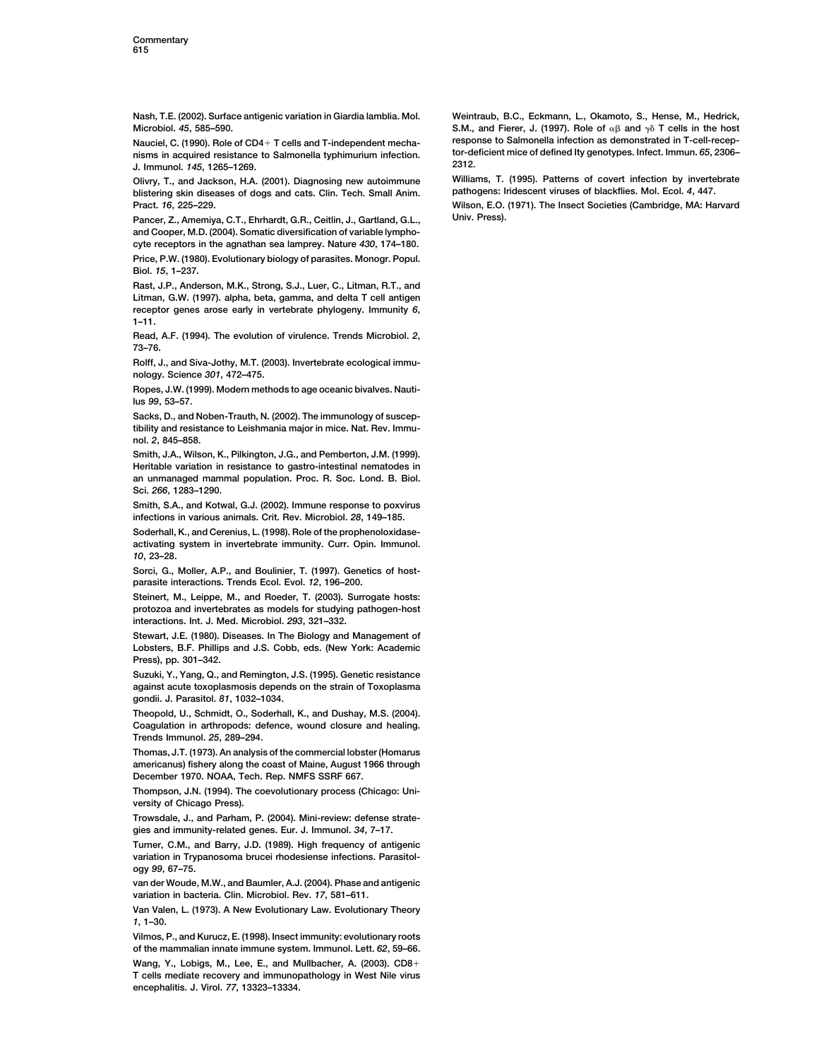Nash, T.E. (2002). Surface antigenic variation in Giardia lamblia. Mol. Microbiol. *45*, 585–590.

Nauciel, C. (1990). Role of CD4+ T cells and T-independent mechanisms in acquired resistance to Salmonella typhimurium infection. J. Immunol. *145*, 1265–1269.

Olivry, T., and Jackson, H.A. (2001). Diagnosing new autoimmune blistering skin diseases of dogs and cats. Clin. Tech. Small Anim. Pract. *16*, 225–229.

Pancer, Z., Amemiya, C.T., Ehrhardt, G.R., Ceitlin, J., Gartland, G.L., and Cooper, M.D. (2004). Somatic diversification of variable lymphocyte receptors in the agnathan sea lamprey. Nature *430*, 174–180.

Price, P.W. (1980). Evolutionary biology of parasites. Monogr. Popul. Biol. *15*, 1–237.

Rast, J.P., Anderson, M.K., Strong, S.J., Luer, C., Litman, R.T., and Litman, G.W. (1997). alpha, beta, gamma, and delta T cell antigen receptor genes arose early in vertebrate phylogeny. Immunity *6*, 1–11.

Read, A.F. (1994). The evolution of virulence. Trends Microbiol. *2*, 73–76.

Rolff, J., and Siva-Jothy, M.T. (2003). Invertebrate ecological immunology. Science *301*, 472–475.

Ropes, J.W. (1999). Modern methods to age oceanic bivalves. Nautilus *99*, 53–57.

Sacks, D., and Noben-Trauth, N. (2002). The immunology of susceptibility and resistance to Leishmania major in mice. Nat. Rev. Immunol. *2*, 845–858.

Smith, J.A., Wilson, K., Pilkington, J.G., and Pemberton, J.M. (1999). Heritable variation in resistance to gastro-intestinal nematodes in an unmanaged mammal population. Proc. R. Soc. Lond. B. Biol. Sci. *266*, 1283–1290.

Smith, S.A., and Kotwal, G.J. (2002). Immune response to poxvirus infections in various animals. Crit. Rev. Microbiol. *28*, 149–185.

Soderhall, K., and Cerenius, L. (1998). Role of the prophenoloxidase-activating system in invertebrate immunity. Curr. Opin. Immunol. *10*, 23–28.

Sorci, G., Moller, A.P., and Boulinier, T. (1997). Genetics of host-parasite interactions. Trends Ecol. Evol. *12*, 196–200.

Steinert, M., Leippe, M., and Roeder, T. (2003). Surrogate hosts: protozoa and invertebrates as models for studying pathogen-host interactions. Int. J. Med. Microbiol. *293*, 321–332.

Stewart, J.E. (1980). Diseases. In The Biology and Management of Lobsters, B.F. Phillips and J.S. Cobb, eds. (New York: Academic Press), pp. 301–342.

Suzuki, Y., Yang, Q., and Remington, J.S. (1995). Genetic resistance against acute toxoplasmosis depends on the strain of Toxoplasma gondii. J. Parasitol. *81*, 1032–1034.

Theopold, U., Schmidt, O., Soderhall, K., and Dushay, M.S. (2004). Coagulation in arthropods: defence, wound closure and healing. Trends Immunol. *25*, 289–294.

Thomas, J.T. (1973). An analysis of the commercial lobster (Homarus americanus) fishery along the coast of Maine, August 1966 through December 1970. NOAA, Tech. Rep. NMFS SSRF 667.

Thompson, J.N. (1994). The coevolutionary process (Chicago: University of Chicago Press).

Trowsdale, J., and Parham, P. (2004). Mini-review: defense strategies and immunity-related genes. Eur. J. Immunol. *34*, 7–17.

Turner, C.M., and Barry, J.D. (1989). High frequency of antigenic variation in Trypanosoma brucei rhodesiense infections. Parasitology *99*, 67–75.

van der Woude, M.W., and Baumler, A.J. (2004). Phase and antigenic variation in bacteria. Clin. Microbiol. Rev. *17*, 581–611.

Van Valen, L. (1973). A New Evolutionary Law. Evolutionary Theory *1*, 1–30.

Vilmos, P., and Kurucz, E. (1998). Insect immunity: evolutionary roots of the mammalian innate immune system. Immunol. Lett. *62*, 59–66.

Wang, Y., Lobigs, M., Lee, E., and Mullbacher, A. (2003). CD8+ T cells mediate recovery and immunopathology in West Nile virus encephalitis. J. Virol. *77*, 13323–13334.

Weintraub, B.C., Eckmann, L., Okamoto, S., Hense, M., Hedrick, S.M., and Fierer, J. (1997). Role of $\alpha\beta$ and $\gamma\delta$ T cells in the host response to Salmonella infection as demonstrated in T-cell-receptor-deficient mice of defined Ity genotypes. Infect. Immun. *65*, 2306–2312.

Williams, T. (1995). Patterns of covert infection by invertebrate pathogens: Iridescent viruses of blackflies. Mol. Ecol. *4*, 447.

Wilson, E.O. (1971). The Insect Societies (Cambridge, MA: Harvard Univ. Press).